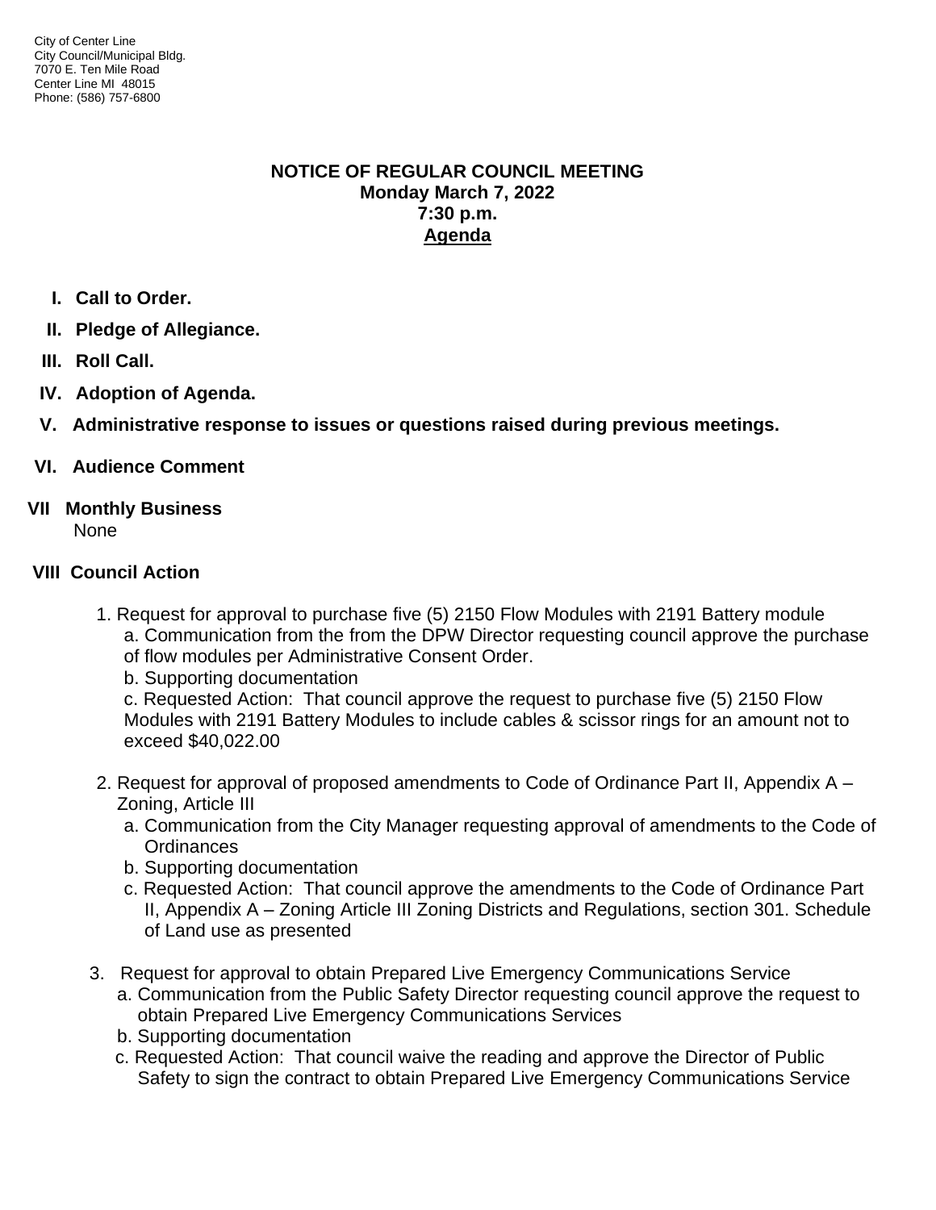City of Center Line
City Council/Municipal Bldg.
7070 E. Ten Mile Road
Center Line MI 48015
Phone: (586) 757-6800

# NOTICE OF REGULAR COUNCIL MEETING
**Monday March 7, 2022**
**7:30 p.m.**
**Agenda**

**I. Call to Order.**

**II. Pledge of Allegiance.**

**III. Roll Call.**

**IV. Adoption of Agenda.**

**V. Administrative response to issues or questions raised during previous meetings.**

**VI. Audience Comment**

**VII Monthly Business**

None

**VIII Council Action**

1. Request for approval to purchase five (5) 2150 Flow Modules with 2191 Battery module
   a. Communication from the from the DPW Director requesting council approve the purchase of flow modules per Administrative Consent Order.
   b. Supporting documentation
   c. Requested Action: That council approve the request to purchase five (5) 2150 Flow Modules with 2191 Battery Modules to include cables & scissor rings for an amount not to exceed $40,022.00

2. Request for approval of proposed amendments to Code of Ordinance Part II, Appendix A – Zoning, Article III
   a. Communication from the City Manager requesting approval of amendments to the Code of Ordinances
   b. Supporting documentation
   c. Requested Action: That council approve the amendments to the Code of Ordinance Part II, Appendix A – Zoning Article III Zoning Districts and Regulations, section 301. Schedule of Land use as presented

3. Request for approval to obtain Prepared Live Emergency Communications Service
   a. Communication from the Public Safety Director requesting council approve the request to obtain Prepared Live Emergency Communications Services
   b. Supporting documentation
   c. Requested Action: That council waive the reading and approve the Director of Public Safety to sign the contract to obtain Prepared Live Emergency Communications Service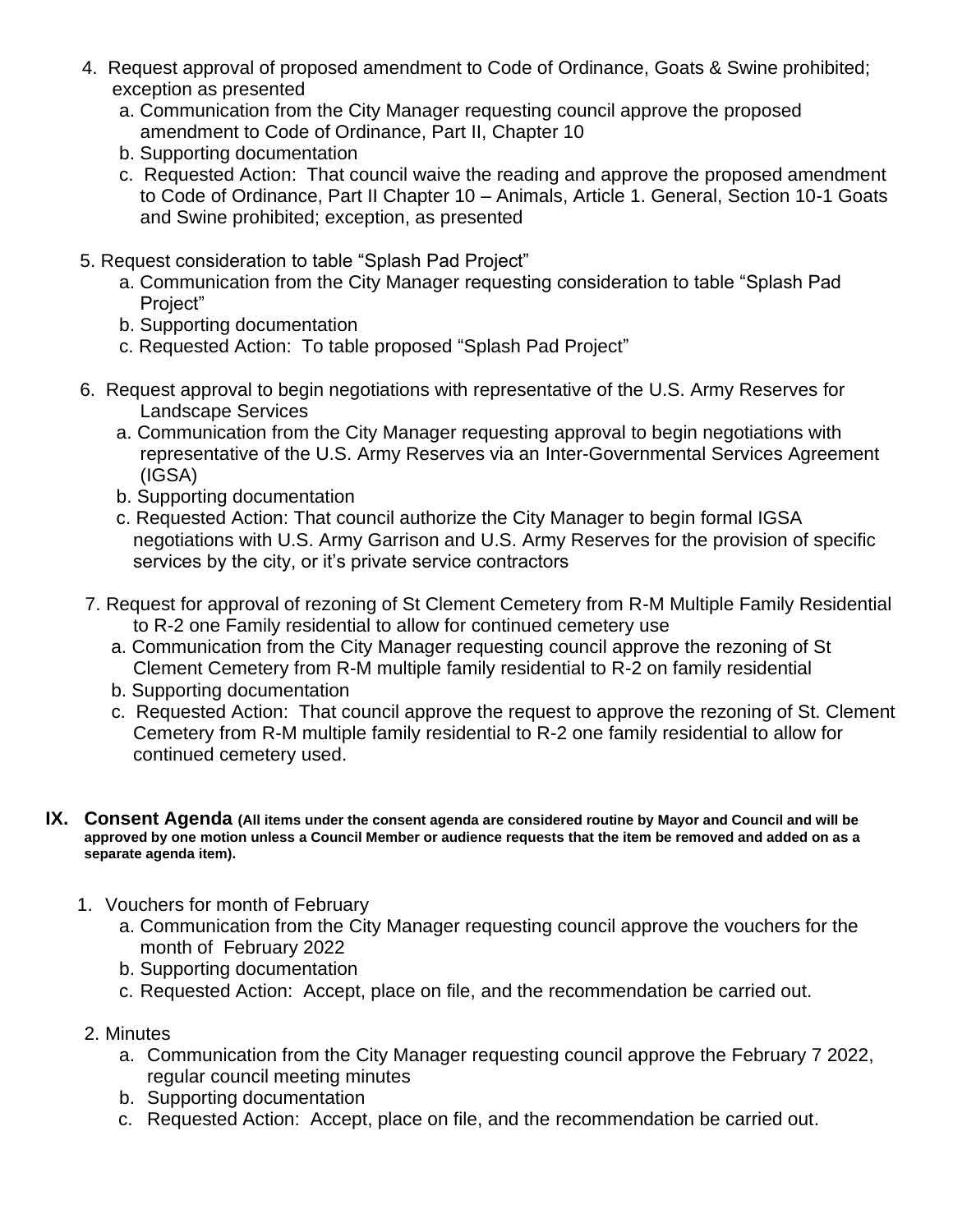4. Request approval of proposed amendment to Code of Ordinance, Goats & Swine prohibited; exception as presented
   a. Communication from the City Manager requesting council approve the proposed amendment to Code of Ordinance, Part II, Chapter 10
   b. Supporting documentation
   c. Requested Action: That council waive the reading and approve the proposed amendment to Code of Ordinance, Part II Chapter 10 – Animals, Article 1. General, Section 10-1 Goats and Swine prohibited; exception, as presented

5. Request consideration to table "Splash Pad Project"
   a. Communication from the City Manager requesting consideration to table "Splash Pad Project"
   b. Supporting documentation
   c. Requested Action: To table proposed "Splash Pad Project"

6. Request approval to begin negotiations with representative of the U.S. Army Reserves for Landscape Services
   a. Communication from the City Manager requesting approval to begin negotiations with representative of the U.S. Army Reserves via an Inter-Governmental Services Agreement (IGSA)
   b. Supporting documentation
   c. Requested Action: That council authorize the City Manager to begin formal IGSA negotiations with U.S. Army Garrison and U.S. Army Reserves for the provision of specific services by the city, or it's private service contractors

7. Request for approval of rezoning of St Clement Cemetery from R-M Multiple Family Residential to R-2 one Family residential to allow for continued cemetery use
   a. Communication from the City Manager requesting council approve the rezoning of St Clement Cemetery from R-M multiple family residential to R-2 on family residential
   b. Supporting documentation
   c. Requested Action: That council approve the request to approve the rezoning of St. Clement Cemetery from R-M multiple family residential to R-2 one family residential to allow for continued cemetery used.

## IX. Consent Agenda **(All items under the consent agenda are considered routine by Mayor and Council and will be approved by one motion unless a Council Member or audience requests that the item be removed and added on as a separate agenda item).**

1. Vouchers for month of February
   a. Communication from the City Manager requesting council approve the vouchers for the month of February 2022
   b. Supporting documentation
   c. Requested Action: Accept, place on file, and the recommendation be carried out.

2. Minutes
   a. Communication from the City Manager requesting council approve the February 7 2022, regular council meeting minutes
   b. Supporting documentation
   c. Requested Action: Accept, place on file, and the recommendation be carried out.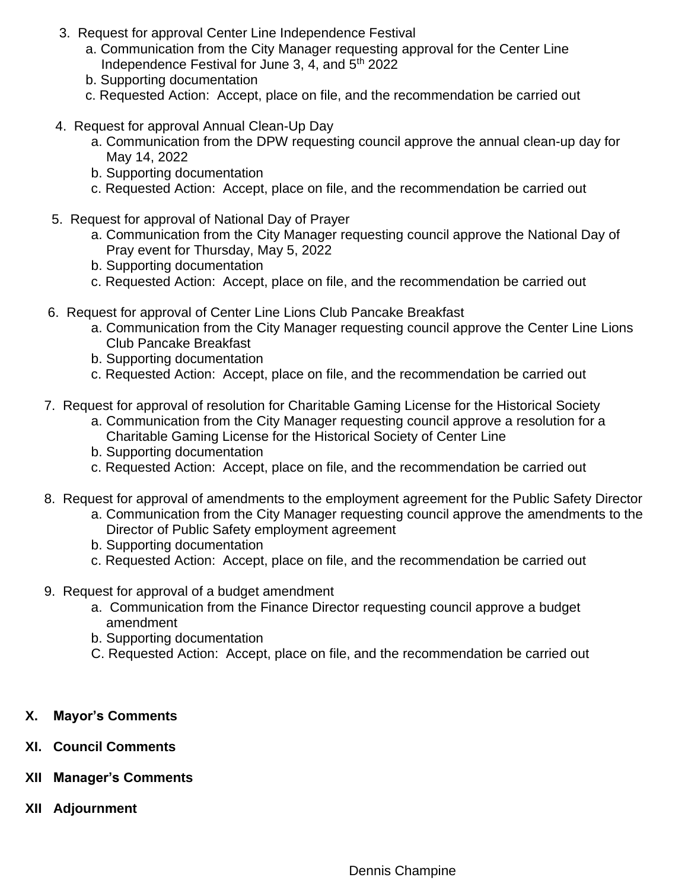3. Request for approval Center Line Independence Festival
    a. Communication from the City Manager requesting approval for the Center Line Independence Festival for June 3, 4, and 5th 2022
    b. Supporting documentation
    c. Requested Action: Accept, place on file, and the recommendation be carried out

4. Request for approval Annual Clean-Up Day
    a. Communication from the DPW requesting council approve the annual clean-up day for May 14, 2022
    b. Supporting documentation
    c. Requested Action: Accept, place on file, and the recommendation be carried out

5. Request for approval of National Day of Prayer
    a. Communication from the City Manager requesting council approve the National Day of Pray event for Thursday, May 5, 2022
    b. Supporting documentation
    c. Requested Action: Accept, place on file, and the recommendation be carried out

6. Request for approval of Center Line Lions Club Pancake Breakfast
    a. Communication from the City Manager requesting council approve the Center Line Lions Club Pancake Breakfast
    b. Supporting documentation
    c. Requested Action: Accept, place on file, and the recommendation be carried out

7. Request for approval of resolution for Charitable Gaming License for the Historical Society
    a. Communication from the City Manager requesting council approve a resolution for a Charitable Gaming License for the Historical Society of Center Line
    b. Supporting documentation
    c. Requested Action: Accept, place on file, and the recommendation be carried out

8. Request for approval of amendments to the employment agreement for the Public Safety Director
    a. Communication from the City Manager requesting council approve the amendments to the Director of Public Safety employment agreement
    b. Supporting documentation
    c. Requested Action: Accept, place on file, and the recommendation be carried out

9. Request for approval of a budget amendment
    a. Communication from the Finance Director requesting council approve a budget amendment
    b. Supporting documentation
    C. Requested Action: Accept, place on file, and the recommendation be carried out

**X. Mayor's Comments**

**XI. Council Comments**

**XII Manager's Comments**

**XII Adjournment**

Dennis Champine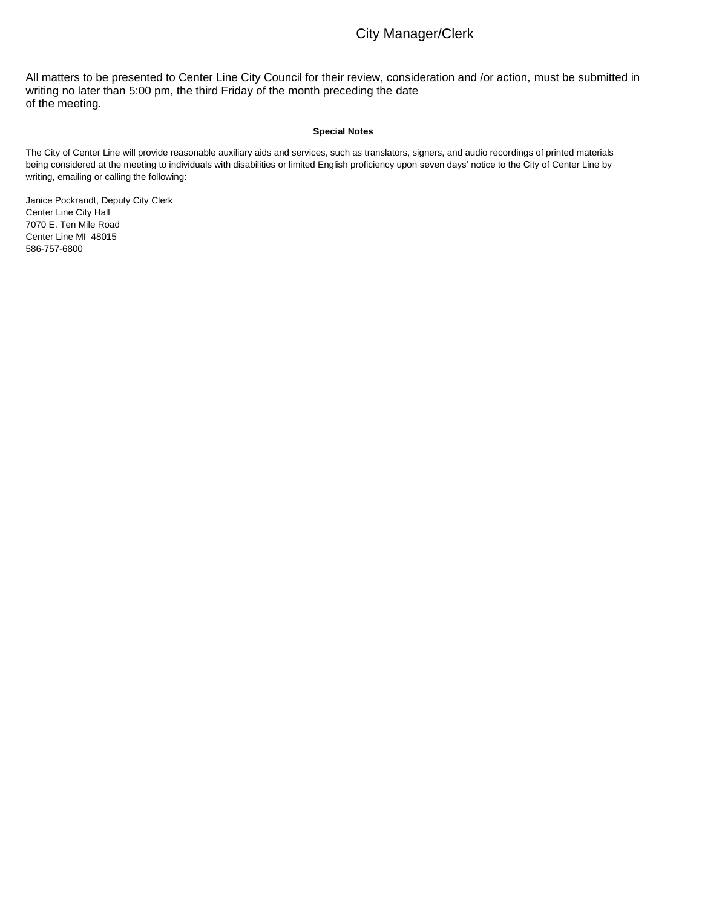City Manager/Clerk

All matters to be presented to Center Line City Council for their review, consideration and /or action, must be submitted in writing no later than 5:00 pm, the third Friday of the month preceding the date of the meeting.

**Special Notes**

The City of Center Line will provide reasonable auxiliary aids and services, such as translators, signers, and audio recordings of printed materials being considered at the meeting to individuals with disabilities or limited English proficiency upon seven days' notice to the City of Center Line by writing, emailing or calling the following:

Janice Pockrandt, Deputy City Clerk
Center Line City Hall
7070 E. Ten Mile Road
Center Line MI 48015
586-757-6800